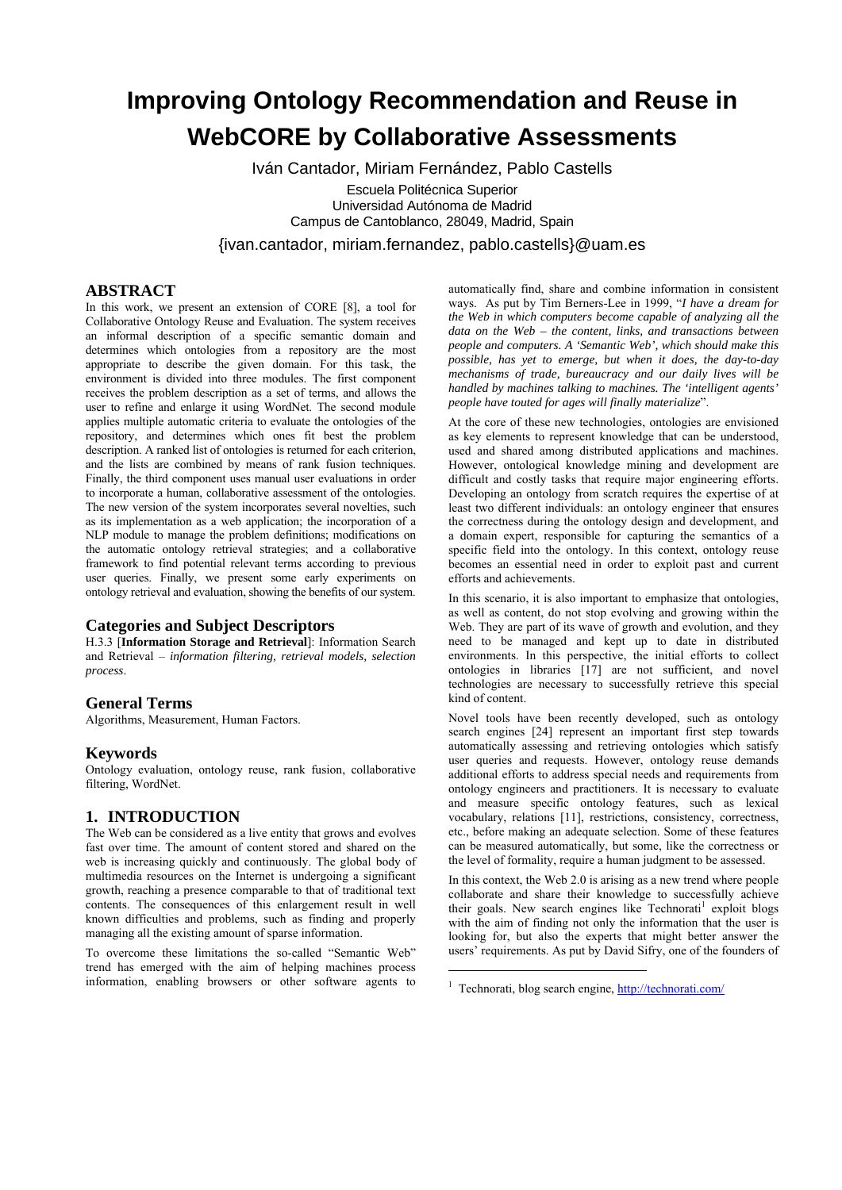# Improving Ontology Recommendation and Reuse in WebCORE by Collaborative Assessments

Iván Cantador, Miriam Fernández, Pablo Castells

Escuela Politécnica Superior
Universidad Autónoma de Madrid
Campus de Cantoblanco, 28049, Madrid, Spain

{ivan.cantador, miriam.fernandez, pablo.castells}@uam.es

## ABSTRACT

In this work, we present an extension of CORE [8], a tool for Collaborative Ontology Reuse and Evaluation. The system receives an informal description of a specific semantic domain and determines which ontologies from a repository are the most appropriate to describe the given domain. For this task, the environment is divided into three modules. The first component receives the problem description as a set of terms, and allows the user to refine and enlarge it using WordNet. The second module applies multiple automatic criteria to evaluate the ontologies of the repository, and determines which ones fit best the problem description. A ranked list of ontologies is returned for each criterion, and the lists are combined by means of rank fusion techniques. Finally, the third component uses manual user evaluations in order to incorporate a human, collaborative assessment of the ontologies. The new version of the system incorporates several novelties, such as its implementation as a web application; the incorporation of a NLP module to manage the problem definitions; modifications on the automatic ontology retrieval strategies; and a collaborative framework to find potential relevant terms according to previous user queries. Finally, we present some early experiments on ontology retrieval and evaluation, showing the benefits of our system.

### Categories and Subject Descriptors

H.3.3 [**Information Storage and Retrieval**]: Information Search and Retrieval – *information filtering, retrieval models, selection process*.

### General Terms

Algorithms, Measurement, Human Factors.

### Keywords

Ontology evaluation, ontology reuse, rank fusion, collaborative filtering, WordNet.

## 1. INTRODUCTION

The Web can be considered as a live entity that grows and evolves fast over time. The amount of content stored and shared on the web is increasing quickly and continuously. The global body of multimedia resources on the Internet is undergoing a significant growth, reaching a presence comparable to that of traditional text contents. The consequences of this enlargement result in well known difficulties and problems, such as finding and properly managing all the existing amount of sparse information.

To overcome these limitations the so-called "Semantic Web" trend has emerged with the aim of helping machines process information, enabling browsers or other software agents to automatically find, share and combine information in consistent ways. As put by Tim Berners-Lee in 1999, "*I have a dream for the Web in which computers become capable of analyzing all the data on the Web – the content, links, and transactions between people and computers. A 'Semantic Web', which should make this possible, has yet to emerge, but when it does, the day-to-day mechanisms of trade, bureaucracy and our daily lives will be handled by machines talking to machines. The 'intelligent agents' people have touted for ages will finally materialize*".

At the core of these new technologies, ontologies are envisioned as key elements to represent knowledge that can be understood, used and shared among distributed applications and machines. However, ontological knowledge mining and development are difficult and costly tasks that require major engineering efforts. Developing an ontology from scratch requires the expertise of at least two different individuals: an ontology engineer that ensures the correctness during the ontology design and development, and a domain expert, responsible for capturing the semantics of a specific field into the ontology. In this context, ontology reuse becomes an essential need in order to exploit past and current efforts and achievements.

In this scenario, it is also important to emphasize that ontologies, as well as content, do not stop evolving and growing within the Web. They are part of its wave of growth and evolution, and they need to be managed and kept up to date in distributed environments. In this perspective, the initial efforts to collect ontologies in libraries [17] are not sufficient, and novel technologies are necessary to successfully retrieve this special kind of content.

Novel tools have been recently developed, such as ontology search engines [24] represent an important first step towards automatically assessing and retrieving ontologies which satisfy user queries and requests. However, ontology reuse demands additional efforts to address special needs and requirements from ontology engineers and practitioners. It is necessary to evaluate and measure specific ontology features, such as lexical vocabulary, relations [11], restrictions, consistency, correctness, etc., before making an adequate selection. Some of these features can be measured automatically, but some, like the correctness or the level of formality, require a human judgment to be assessed.

In this context, the Web 2.0 is arising as a new trend where people collaborate and share their knowledge to successfully achieve their goals. New search engines like Technorati[1] exploit blogs with the aim of finding not only the information that the user is looking for, but also the experts that might better answer the users' requirements. As put by David Sifry, one of the founders of

[1] Technorati, blog search engine, http://technorati.com/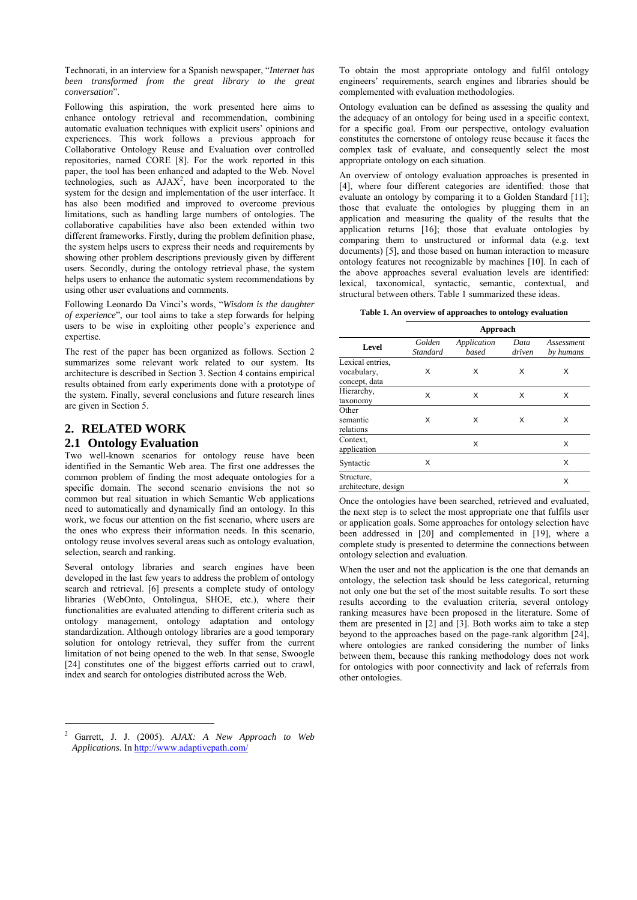Technorati, in an interview for a Spanish newspaper, "*Internet has been transformed from the great library to the great conversation*".

Following this aspiration, the work presented here aims to enhance ontology retrieval and recommendation, combining automatic evaluation techniques with explicit users' opinions and experiences. This work follows a previous approach for Collaborative Ontology Reuse and Evaluation over controlled repositories, named CORE [8]. For the work reported in this paper, the tool has been enhanced and adapted to the Web. Novel technologies, such as AJAX[2], have been incorporated to the system for the design and implementation of the user interface. It has also been modified and improved to overcome previous limitations, such as handling large numbers of ontologies. The collaborative capabilities have also been extended within two different frameworks. Firstly, during the problem definition phase, the system helps users to express their needs and requirements by showing other problem descriptions previously given by different users. Secondly, during the ontology retrieval phase, the system helps users to enhance the automatic system recommendations by using other user evaluations and comments.

Following Leonardo Da Vinci's words, "*Wisdom is the daughter of experience*", our tool aims to take a step forwards for helping users to be wise in exploiting other people's experience and expertise.

The rest of the paper has been organized as follows. Section 2 summarizes some relevant work related to our system. Its architecture is described in Section 3. Section 4 contains empirical results obtained from early experiments done with a prototype of the system. Finally, several conclusions and future research lines are given in Section 5.

## 2. RELATED WORK

### 2.1 Ontology Evaluation

Two well-known scenarios for ontology reuse have been identified in the Semantic Web area. The first one addresses the common problem of finding the most adequate ontologies for a specific domain. The second scenario envisions the not so common but real situation in which Semantic Web applications need to automatically and dynamically find an ontology. In this work, we focus our attention on the fist scenario, where users are the ones who express their information needs. In this scenario, ontology reuse involves several areas such as ontology evaluation, selection, search and ranking.

Several ontology libraries and search engines have been developed in the last few years to address the problem of ontology search and retrieval. [6] presents a complete study of ontology libraries (WebOnto, Ontolingua, SHOE, etc.), where their functionalities are evaluated attending to different criteria such as ontology management, ontology adaptation and ontology standardization. Although ontology libraries are a good temporary solution for ontology retrieval, they suffer from the current limitation of not being opened to the web. In that sense, Swoogle [24] constitutes one of the biggest efforts carried out to crawl, index and search for ontologies distributed across the Web.

To obtain the most appropriate ontology and fulfil ontology engineers' requirements, search engines and libraries should be complemented with evaluation methodologies.

Ontology evaluation can be defined as assessing the quality and the adequacy of an ontology for being used in a specific context, for a specific goal. From our perspective, ontology evaluation constitutes the cornerstone of ontology reuse because it faces the complex task of evaluate, and consequently select the most appropriate ontology on each situation.

An overview of ontology evaluation approaches is presented in [4], where four different categories are identified: those that evaluate an ontology by comparing it to a Golden Standard [11]; those that evaluate the ontologies by plugging them in an application and measuring the quality of the results that the application returns [16]; those that evaluate ontologies by comparing them to unstructured or informal data (e.g. text documents) [5], and those based on human interaction to measure ontology features not recognizable by machines [10]. In each of the above approaches several evaluation levels are identified: lexical, taxonomical, syntactic, semantic, contextual, and structural between others. Table 1 summarized these ideas.

**Table 1. An overview of approaches to ontology evaluation**

| Level | Approach | | | |
|---|---|---|---|---|
| | *Golden Standard* | *Application based* | *Data driven* | *Assessment by humans* |
| Lexical entries, vocabulary, concept, data | X | X | X | X |
| Hierarchy, taxonomy | X | X | X | X |
| Other semantic relations | X | X | X | X |
| Context, application | | X | | X |
| Syntactic | X | | | X |
| Structure, architecture, design | | | | X |

Once the ontologies have been searched, retrieved and evaluated, the next step is to select the most appropriate one that fulfils user or application goals. Some approaches for ontology selection have been addressed in [20] and complemented in [19], where a complete study is presented to determine the connections between ontology selection and evaluation.

When the user and not the application is the one that demands an ontology, the selection task should be less categorical, returning not only one but the set of the most suitable results. To sort these results according to the evaluation criteria, several ontology ranking measures have been proposed in the literature. Some of them are presented in [2] and [3]. Both works aim to take a step beyond to the approaches based on the page-rank algorithm [24], where ontologies are ranked considering the number of links between them, because this ranking methodology does not work for ontologies with poor connectivity and lack of referrals from other ontologies.

[2] Garrett, J. J. (2005). *AJAX: A New Approach to Web Applications.* In http://www.adaptivepath.com/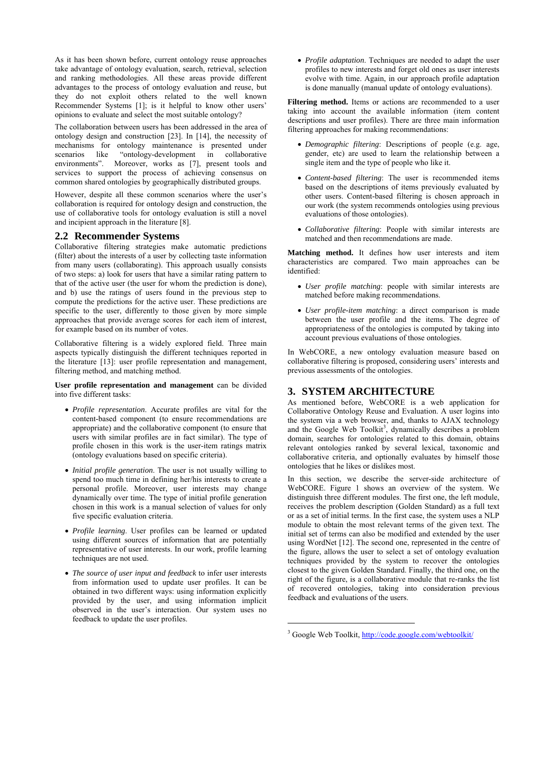As it has been shown before, current ontology reuse approaches take advantage of ontology evaluation, search, retrieval, selection and ranking methodologies. All these areas provide different advantages to the process of ontology evaluation and reuse, but they do not exploit others related to the well known Recommender Systems [1]; is it helpful to know other users' opinions to evaluate and select the most suitable ontology?

The collaboration between users has been addressed in the area of ontology design and construction [23]. In [14], the necessity of mechanisms for ontology maintenance is presented under scenarios like "ontology-development in collaborative environments". Moreover, works as [7], present tools and services to support the process of achieving consensus on common shared ontologies by geographically distributed groups.

However, despite all these common scenarios where the user's collaboration is required for ontology design and construction, the use of collaborative tools for ontology evaluation is still a novel and incipient approach in the literature [8].

## 2.2 Recommender Systems

Collaborative filtering strategies make automatic predictions (filter) about the interests of a user by collecting taste information from many users (collaborating). This approach usually consists of two steps: a) look for users that have a similar rating pattern to that of the active user (the user for whom the prediction is done), and b) use the ratings of users found in the previous step to compute the predictions for the active user. These predictions are specific to the user, differently to those given by more simple approaches that provide average scores for each item of interest, for example based on its number of votes.

Collaborative filtering is a widely explored field. Three main aspects typically distinguish the different techniques reported in the literature [13]: user profile representation and management, filtering method, and matching method.

**User profile representation and management** can be divided into five different tasks:

- *Profile representation*. Accurate profiles are vital for the content-based component (to ensure recommendations are appropriate) and the collaborative component (to ensure that users with similar profiles are in fact similar). The type of profile chosen in this work is the user-item ratings matrix (ontology evaluations based on specific criteria).
- *Initial profile generation*. The user is not usually willing to spend too much time in defining her/his interests to create a personal profile. Moreover, user interests may change dynamically over time. The type of initial profile generation chosen in this work is a manual selection of values for only five specific evaluation criteria.
- *Profile learning*. User profiles can be learned or updated using different sources of information that are potentially representative of user interests. In our work, profile learning techniques are not used.
- *The source of user input and feedback* to infer user interests from information used to update user profiles. It can be obtained in two different ways: using information explicitly provided by the user, and using information implicit observed in the user's interaction. Our system uses no feedback to update the user profiles.
- *Profile adaptation*. Techniques are needed to adapt the user profiles to new interests and forget old ones as user interests evolve with time. Again, in our approach profile adaptation is done manually (manual update of ontology evaluations).

**Filtering method.** Items or actions are recommended to a user taking into account the available information (item content descriptions and user profiles). There are three main information filtering approaches for making recommendations:

- *Demographic filtering*: Descriptions of people (e.g. age, gender, etc) are used to learn the relationship between a single item and the type of people who like it.
- *Content-based filtering*: The user is recommended items based on the descriptions of items previously evaluated by other users. Content-based filtering is chosen approach in our work (the system recommends ontologies using previous evaluations of those ontologies).
- *Collaborative filtering*: People with similar interests are matched and then recommendations are made.

**Matching method.** It defines how user interests and item characteristics are compared. Two main approaches can be identified:

- *User profile matching*: people with similar interests are matched before making recommendations.
- *User profile-item matching*: a direct comparison is made between the user profile and the items. The degree of appropriateness of the ontologies is computed by taking into account previous evaluations of those ontologies.

In WebCORE, a new ontology evaluation measure based on collaborative filtering is proposed, considering users' interests and previous assessments of the ontologies.

# 3. SYSTEM ARCHITECTURE

As mentioned before, WebCORE is a web application for Collaborative Ontology Reuse and Evaluation. A user logins into the system via a web browser, and, thanks to AJAX technology and the Google Web Toolkit[3], dynamically describes a problem domain, searches for ontologies related to this domain, obtains relevant ontologies ranked by several lexical, taxonomic and collaborative criteria, and optionally evaluates by himself those ontologies that he likes or dislikes most.

In this section, we describe the server-side architecture of WebCORE. Figure 1 shows an overview of the system. We distinguish three different modules. The first one, the left module, receives the problem description (Golden Standard) as a full text or as a set of initial terms. In the first case, the system uses a NLP module to obtain the most relevant terms of the given text. The initial set of terms can also be modified and extended by the user using WordNet [12]. The second one, represented in the centre of the figure, allows the user to select a set of ontology evaluation techniques provided by the system to recover the ontologies closest to the given Golden Standard. Finally, the third one, on the right of the figure, is a collaborative module that re-ranks the list of recovered ontologies, taking into consideration previous feedback and evaluations of the users.

---

[3] Google Web Toolkit, http://code.google.com/webtoolkit/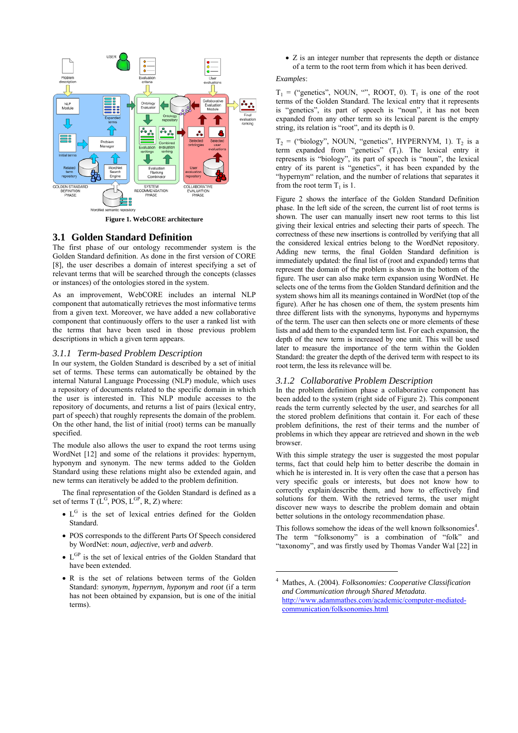Figure 1. WebCORE architecture

## 3.1 Golden Standard Definition

The first phase of our ontology recommender system is the Golden Standard definition. As done in the first version of CORE [8], the user describes a domain of interest specifying a set of relevant terms that will be searched through the concepts (classes or instances) of the ontologies stored in the system.

As an improvement, WebCORE includes an internal NLP component that automatically retrieves the most informative terms from a given text. Moreover, we have added a new collaborative component that continuously offers to the user a ranked list with the terms that have been used in those previous problem descriptions in which a given term appears.

### 3.1.1 Term-based Problem Description

In our system, the Golden Standard is described by a set of initial set of terms. These terms can automatically be obtained by the internal Natural Language Processing (NLP) module, which uses a repository of documents related to the specific domain in which the user is interested in. This NLP module accesses to the repository of documents, and returns a list of pairs (lexical entry, part of speech) that roughly represents the domain of the problem. On the other hand, the list of initial (root) terms can be manually specified.

The module also allows the user to expand the root terms using WordNet [12] and some of the relations it provides: hypernym, hyponym and synonym. The new terms added to the Golden Standard using these relations might also be extended again, and new terms can iteratively be added to the problem definition.

The final representation of the Golden Standard is defined as a set of terms T ($L^G$, POS, $L^{GP}$, R, Z) where:

- $L^G$ is the set of lexical entries defined for the Golden Standard.
- POS corresponds to the different Parts Of Speech considered by WordNet: *noun*, *adjective*, *verb* and *adverb*.
- $L^{GP}$ is the set of lexical entries of the Golden Standard that have been extended.
- R is the set of relations between terms of the Golden Standard: *synonym*, *hypernym*, *hyponym* and *root* (if a term has not been obtained by expansion, but is one of the initial terms).
- Z is an integer number that represents the depth or distance of a term to the root term from which it has been derived.

*Examples*:

$T_1$ = ("genetics", NOUN, "", ROOT, 0). $T_1$ is one of the root terms of the Golden Standard. The lexical entry that it represents is "genetics", its part of speech is "noun", it has not been expanded from any other term so its lexical parent is the empty string, its relation is "root", and its depth is 0.

$T_2$ = ("biology", NOUN, "genetics", HYPERNYM, 1). $T_2$ is a term expanded from "genetics" ($T_1$). The lexical entry it represents is "biology", its part of speech is "noun", the lexical entry of its parent is "genetics", it has been expanded by the "hypernym" relation, and the number of relations that separates it from the root term $T_1$ is 1.

Figure 2 shows the interface of the Golden Standard Definition phase. In the left side of the screen, the current list of root terms is shown. The user can manually insert new root terms to this list giving their lexical entries and selecting their parts of speech. The correctness of these new insertions is controlled by verifying that all the considered lexical entries belong to the WordNet repository. Adding new terms, the final Golden Standard definition is immediately displayed: the final list of (root and expanded) terms that represent the domain of the problem is shown in the bottom of the figure. The user can also make term expansion using WordNet. He selects one of the terms from the Golden Standard definition and the system shows him all its meanings contained in WordNet (top of the figure). After he has chosen one of them, the system presents him three different lists with the synonyms, hyponyms and hypernyms of the term. The user can then selects one or more elements of these lists and add them to the expanded term list. For each expansion, the depth of the new term is increased by one unit. This will be used later to measure the importance of the term within the Golden Standard: the greater the depth of the derived term with respect to its root term, the less its relevance will be.

### 3.1.2 Collaborative Problem Description

In the problem definition phase a collaborative component has been added to the system (right side of Figure 2). This component reads the term currently selected by the user, and searches for all the stored problem definitions that contain it. For each of these problem definitions, the rest of their terms and the number of problems in which they appear are retrieved and shown in the web browser.

With this simple strategy the user is suggested the most popular terms, fact that could help him to better describe the domain in which he is interested in. It is very often the case that a person has very specific goals or interests, but does not know how to correctly explain/describe them, and how to effectively find solutions for them. With the retrieved terms, the user might discover new ways to describe the problem domain and obtain better solutions in the ontology recommendation phase.

This follows somehow the ideas of the well known folksonomies[4]. The term "folksonomy" is a combination of "folk" and "taxonomy", and was firstly used by Thomas Vander Wal [22] in

[4] Mathes, A. (2004). *Folksonomies: Cooperative Classification and Communication through Shared Metadata*. http://www.adammathes.com/academic/computer-mediated-communication/folksonomies.html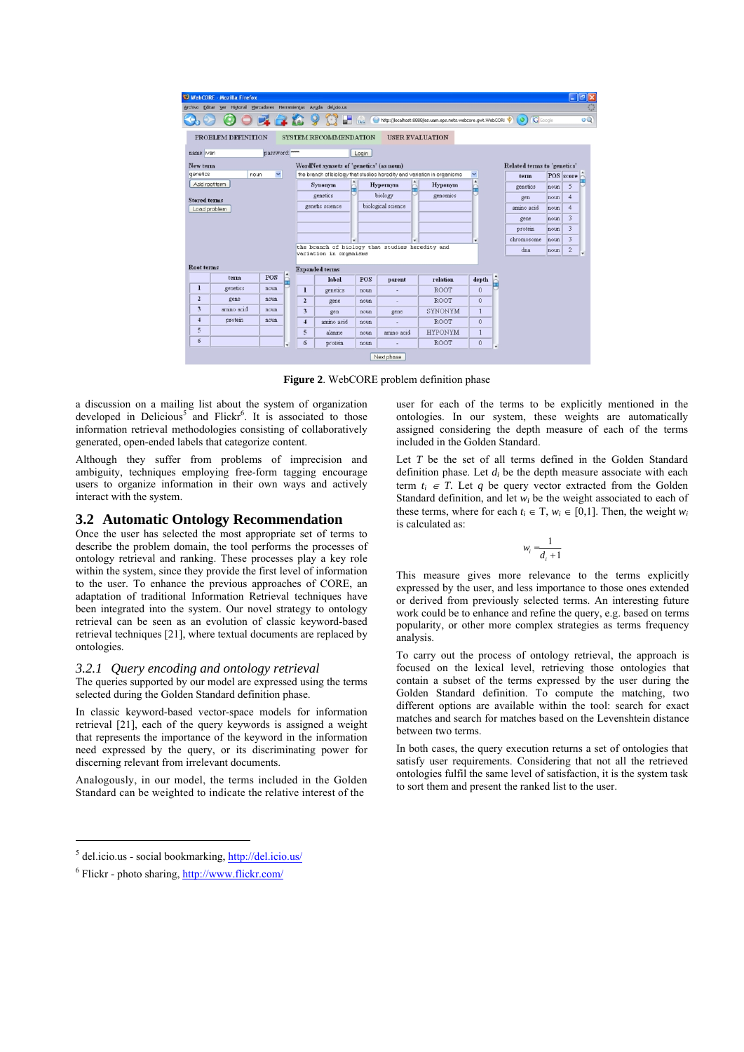**Figure 2**. WebCORE problem definition phase

a discussion on a mailing list about the system of organization developed in Delicious[5] and Flickr[6]. It is associated to those information retrieval methodologies consisting of collaboratively generated, open-ended labels that categorize content.

Although they suffer from problems of imprecision and ambiguity, techniques employing free-form tagging encourage users to organize information in their own ways and actively interact with the system.

## 3.2 Automatic Ontology Recommendation

Once the user has selected the most appropriate set of terms to describe the problem domain, the tool performs the processes of ontology retrieval and ranking. These processes play a key role within the system, since they provide the first level of information to the user. To enhance the previous approaches of CORE, an adaptation of traditional Information Retrieval techniques have been integrated into the system. Our novel strategy to ontology retrieval can be seen as an evolution of classic keyword-based retrieval techniques [21], where textual documents are replaced by ontologies.

### 3.2.1 *Query encoding and ontology retrieval*

The queries supported by our model are expressed using the terms selected during the Golden Standard definition phase.

In classic keyword-based vector-space models for information retrieval [21], each of the query keywords is assigned a weight that represents the importance of the keyword in the information need expressed by the query, or its discriminating power for discerning relevant from irrelevant documents.

Analogously, in our model, the terms included in the Golden Standard can be weighted to indicate the relative interest of the user for each of the terms to be explicitly mentioned in the ontologies. In our system, these weights are automatically assigned considering the depth measure of each of the terms included in the Golden Standard.

Let $T$ be the set of all terms defined in the Golden Standard definition phase. Let $d_i$ be the depth measure associate with each term $t_i \in T$. Let $q$ be query vector extracted from the Golden Standard definition, and let $w_i$ be the weight associated to each of these terms, where for each $t_i \in$ T, $w_i \in [0,1]$. Then, the weight $w_i$ is calculated as:

$$w_i = \frac{1}{d_i + 1}$$

This measure gives more relevance to the terms explicitly expressed by the user, and less importance to those ones extended or derived from previously selected terms. An interesting future work could be to enhance and refine the query, e.g. based on terms popularity, or other more complex strategies as terms frequency analysis.

To carry out the process of ontology retrieval, the approach is focused on the lexical level, retrieving those ontologies that contain a subset of the terms expressed by the user during the Golden Standard definition. To compute the matching, two different options are available within the tool: search for exact matches and search for matches based on the Levenshtein distance between two terms.

In both cases, the query execution returns a set of ontologies that satisfy user requirements. Considering that not all the retrieved ontologies fulfil the same level of satisfaction, it is the system task to sort them and present the ranked list to the user.

---

[5] del.icio.us - social bookmarking, http://del.icio.us/

[6] Flickr - photo sharing, http://www.flickr.com/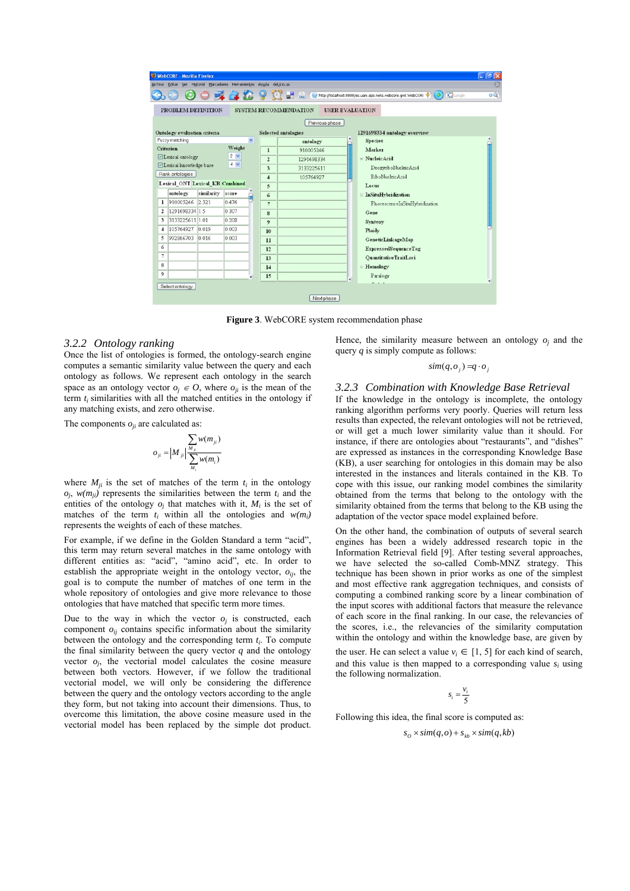**Figure 3**. WebCORE system recommendation phase

### 3.2.2 Ontology ranking

Once the list of ontologies is formed, the ontology-search engine computes a semantic similarity value between the query and each ontology as follows. We represent each ontology in the search space as an ontology vector $o_j \in O$, where $o_{ji}$ is the mean of the term $t_i$ similarities with all the matched entities in the ontology if any matching exists, and zero otherwise.

The components $o_{ji}$ are calculated as:

$$o_{ji} = \left|M_{ji}\right| \frac{\sum_{M_{ji}} w(m_{ji})}{\sum_{M_i} w(m_i)}$$

where $M_{ji}$ is the set of matches of the term $t_i$ in the ontology $o_j$, $w(m_{ji})$ represents the similarities between the term $t_i$ and the entities of the ontology $o_j$ that matches with it, $M_i$ is the set of matches of the term $t_i$ within all the ontologies and $w(m_i)$ represents the weights of each of these matches.

For example, if we define in the Golden Standard a term "acid", this term may return several matches in the same ontology with different entities as: "acid", "amino acid", etc. In order to establish the appropriate weight in the ontology vector, $o_{ij}$, the goal is to compute the number of matches of one term in the whole repository of ontologies and give more relevance to those ontologies that have matched that specific term more times.

Due to the way in which the vector $o_j$ is constructed, each component $o_{ij}$ contains specific information about the similarity between the ontology and the corresponding term $t_i$. To compute the final similarity between the query vector $q$ and the ontology vector $o_j$, the vectorial model calculates the cosine measure between both vectors. However, if we follow the traditional vectorial model, we will only be considering the difference between the query and the ontology vectors according to the angle they form, but not taking into account their dimensions. Thus, to overcome this limitation, the above cosine measure used in the vectorial model has been replaced by the simple dot product. Hence, the similarity measure between an ontology $o_j$ and the query $q$ is simply compute as follows:

$$sim(q, o_j) = q \cdot o_j$$

### 3.2.3 Combination with Knowledge Base Retrieval

If the knowledge in the ontology is incomplete, the ontology ranking algorithm performs very poorly. Queries will return less results than expected, the relevant ontologies will not be retrieved, or will get a much lower similarity value than it should. For instance, if there are ontologies about "restaurants", and "dishes" are expressed as instances in the corresponding Knowledge Base (KB), a user searching for ontologies in this domain may be also interested in the instances and literals contained in the KB. To cope with this issue, our ranking model combines the similarity obtained from the terms that belong to the ontology with the similarity obtained from the terms that belong to the KB using the adaptation of the vector space model explained before.

On the other hand, the combination of outputs of several search engines has been a widely addressed research topic in the Information Retrieval field [9]. After testing several approaches, we have selected the so-called Comb-MNZ strategy. This technique has been shown in prior works as one of the simplest and most effective rank aggregation techniques, and consists of computing a combined ranking score by a linear combination of the input scores with additional factors that measure the relevance of each score in the final ranking. In our case, the relevancies of the scores, i.e., the relevancies of the similarity computation within the ontology and within the knowledge base, are given by the user. He can select a value $v_i \in [1, 5]$ for each kind of search, and this value is then mapped to a corresponding value $s_i$ using the following normalization.

$$s_i = \frac{v_i}{5}$$

Following this idea, the final score is computed as:

$$s_O \times sim(q, o) + s_{kb} \times sim(q, kb)$$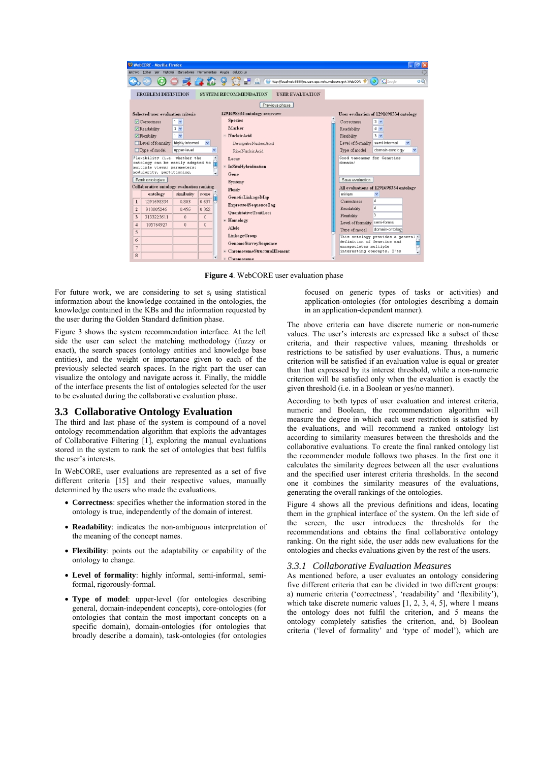**Figure 4**. WebCORE user evaluation phase

For future work, we are considering to set $s_i$ using statistical information about the knowledge contained in the ontologies, the knowledge contained in the KBs and the information requested by the user during the Golden Standard definition phase.

Figure 3 shows the system recommendation interface. At the left side the user can select the matching methodology (fuzzy or exact), the search spaces (ontology entities and knowledge base entities), and the weight or importance given to each of the previously selected search spaces. In the right part the user can visualize the ontology and navigate across it. Finally, the middle of the interface presents the list of ontologies selected for the user to be evaluated during the collaborative evaluation phase.

## 3.3 Collaborative Ontology Evaluation

The third and last phase of the system is compound of a novel ontology recommendation algorithm that exploits the advantages of Collaborative Filtering [1], exploring the manual evaluations stored in the system to rank the set of ontologies that best fulfils the user's interests.

In WebCORE, user evaluations are represented as a set of five different criteria [15] and their respective values, manually determined by the users who made the evaluations.

- **Correctness**: specifies whether the information stored in the ontology is true, independently of the domain of interest.
- **Readability**: indicates the non-ambiguous interpretation of the meaning of the concept names.
- **Flexibility**: points out the adaptability or capability of the ontology to change.
- **Level of formality**: highly informal, semi-informal, semi-formal, rigorously-formal.
- **Type of model**: upper-level (for ontologies describing general, domain-independent concepts), core-ontologies (for ontologies that contain the most important concepts on a specific domain), domain-ontologies (for ontologies that broadly describe a domain), task-ontologies (for ontologies focused on generic types of tasks or activities) and application-ontologies (for ontologies describing a domain in an application-dependent manner).

The above criteria can have discrete numeric or non-numeric values. The user's interests are expressed like a subset of these criteria, and their respective values, meaning thresholds or restrictions to be satisfied by user evaluations. Thus, a numeric criterion will be satisfied if an evaluation value is equal or greater than that expressed by its interest threshold, while a non-numeric criterion will be satisfied only when the evaluation is exactly the given threshold (i.e. in a Boolean or yes/no manner).

According to both types of user evaluation and interest criteria, numeric and Boolean, the recommendation algorithm will measure the degree in which each user restriction is satisfied by the evaluations, and will recommend a ranked ontology list according to similarity measures between the thresholds and the collaborative evaluations. To create the final ranked ontology list the recommender module follows two phases. In the first one it calculates the similarity degrees between all the user evaluations and the specified user interest criteria thresholds. In the second one it combines the similarity measures of the evaluations, generating the overall rankings of the ontologies.

Figure 4 shows all the previous definitions and ideas, locating them in the graphical interface of the system. On the left side of the screen, the user introduces the thresholds for the recommendations and obtains the final collaborative ontology ranking. On the right side, the user adds new evaluations for the ontologies and checks evaluations given by the rest of the users.

### 3.3.1 *Collaborative Evaluation Measures*

As mentioned before, a user evaluates an ontology considering five different criteria that can be divided in two different groups: a) numeric criteria ('correctness', 'readability' and 'flexibility'), which take discrete numeric values [1, 2, 3, 4, 5], where 1 means the ontology does not fulfil the criterion, and 5 means the ontology completely satisfies the criterion, and, b) Boolean criteria ('level of formality' and 'type of model'), which are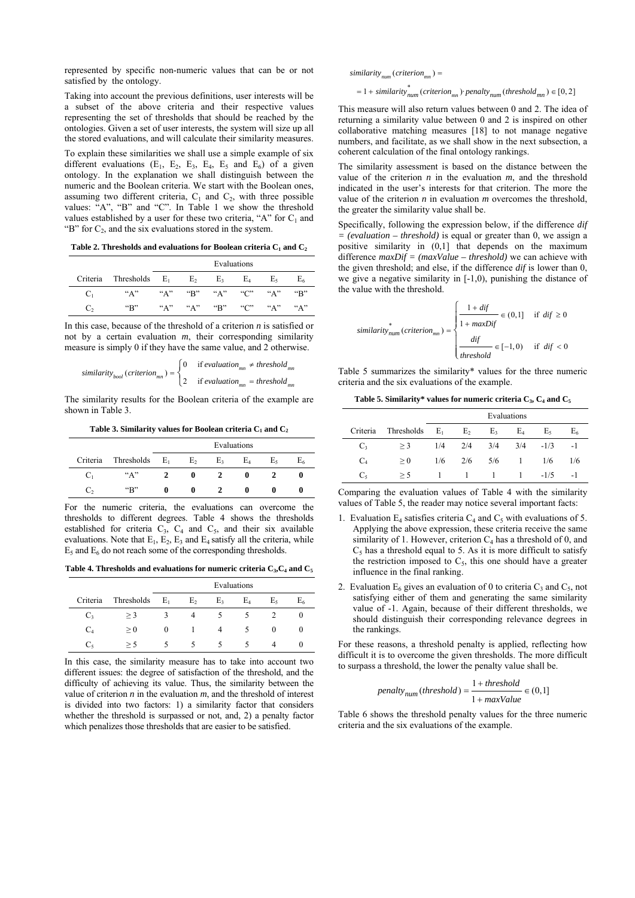represented by specific non-numeric values that can be or not satisfied by the ontology.

Taking into account the previous definitions, user interests will be a subset of the above criteria and their respective values representing the set of thresholds that should be reached by the ontologies. Given a set of user interests, the system will size up all the stored evaluations, and will calculate their similarity measures.

To explain these similarities we shall use a simple example of six different evaluations ($E_1$, $E_2$, $E_3$, $E_4$, $E_5$ and $E_6$) of a given ontology. In the explanation we shall distinguish between the numeric and the Boolean criteria. We start with the Boolean ones, assuming two different criteria, $C_1$ and $C_2$, with three possible values: "A", "B" and "C". In Table 1 we show the threshold values established by a user for these two criteria, "A" for $C_1$ and "B" for $C_2$, and the six evaluations stored in the system.

**Table 2. Thresholds and evaluations for Boolean criteria $C_1$ and $C_2$**

| | | Evaluations | | | | | |
|---|---|---|---|---|---|---|---|
| Criteria | Thresholds | $E_1$ | $E_2$ | $E_3$ | $E_4$ | $E_5$ | $E_6$ |
| $C_1$ | "A" | "A" | "B" | "A" | "C" | "A" | "B" |
| $C_2$ | "B" | "A" | "A" | "B" | "C" | "A" | "A" |

In this case, because of the threshold of a criterion *n* is satisfied or not by a certain evaluation *m*, their corresponding similarity measure is simply 0 if they have the same value, and 2 otherwise.

$$similarity_{bool}(criterion_{mn}) = \begin{cases} 0 & \text{if } evaluation_{mn} \neq threshold_{mn} \\ 2 & \text{if } evaluation_{mn} = threshold_{mn} \end{cases}$$

The similarity results for the Boolean criteria of the example are shown in Table 3.

**Table 3. Similarity values for Boolean criteria $C_1$ and $C_2$**

| | | Evaluations | | | | | |
|---|---|---|---|---|---|---|---|
| Criteria | Thresholds | $E_1$ | $E_2$ | $E_3$ | $E_4$ | $E_5$ | $E_6$ |
| $C_1$ | "A" | **2** | **0** | **2** | **0** | **2** | **0** |
| $C_2$ | "B" | **0** | **0** | **2** | **0** | **0** | **0** |

For the numeric criteria, the evaluations can overcome the thresholds to different degrees. Table 4 shows the thresholds established for criteria $C_3$, $C_4$ and $C_5$, and their six available evaluations. Note that $E_1$, $E_2$, $E_3$ and $E_4$ satisfy all the criteria, while $E_5$ and $E_6$ do not reach some of the corresponding thresholds.

**Table 4. Thresholds and evaluations for numeric criteria $C_3$, $C_4$ and $C_5$**

| | | Evaluations | | | | | |
|---|---|---|---|---|---|---|---|
| Criteria | Thresholds | $E_1$ | $E_2$ | $E_3$ | $E_4$ | $E_5$ | $E_6$ |
| $C_3$ | $\geq 3$ | 3 | 4 | 5 | 5 | 2 | 0 |
| $C_4$ | $\geq 0$ | 0 | 1 | 4 | 5 | 0 | 0 |
| $C_5$ | $\geq 5$ | 5 | 5 | 5 | 5 | 4 | 0 |

In this case, the similarity measure has to take into account two different issues: the degree of satisfaction of the threshold, and the difficulty of achieving its value. Thus, the similarity between the value of criterion *n* in the evaluation *m*, and the threshold of interest is divided into two factors: 1) a similarity factor that considers whether the threshold is surpassed or not, and, 2) a penalty factor which penalizes those thresholds that are easier to be satisfied.

$$similarity_{num}(criterion_{mn}) =$$
$$= 1 + similarity^{*}_{num}(criterion_{mn}) \cdot penalty_{num}(threshold_{mn}) \in [0,2]$$

This measure will also return values between 0 and 2. The idea of returning a similarity value between 0 and 2 is inspired on other collaborative matching measures [18] to not manage negative numbers, and facilitate, as we shall show in the next subsection, a coherent calculation of the final ontology rankings.

The similarity assessment is based on the distance between the value of the criterion *n* in the evaluation *m*, and the threshold indicated in the user's interests for that criterion. The more the value of the criterion *n* in evaluation *m* overcomes the threshold, the greater the similarity value shall be.

Specifically, following the expression below, if the difference *dif = (evaluation – threshold)* is equal or greater than 0, we assign a positive similarity in (0,1] that depends on the maximum difference *maxDif = (maxValue – threshold)* we can achieve with the given threshold; and else, if the difference *dif* is lower than 0, we give a negative similarity in [-1,0), punishing the distance of the value with the threshold.

$$similarity^{*}_{num}(criterion_{mn}) = \begin{cases} \dfrac{1 + dif}{1 + maxDif} \in (0,1] & \text{if } dif \geq 0 \\[2ex] \dfrac{dif}{threshold} \in [-1,0) & \text{if } dif < 0 \end{cases}$$

Table 5 summarizes the similarity* values for the three numeric criteria and the six evaluations of the example.

**Table 5. Similarity* values for numeric criteria $C_3$, $C_4$ and $C_5$**

| | | Evaluations | | | | | |
|---|---|---|---|---|---|---|---|
| Criteria | Thresholds | $E_1$ | $E_2$ | $E_3$ | $E_4$ | $E_5$ | $E_6$ |
| $C_3$ | $\geq 3$ | 1/4 | 2/4 | 3/4 | 3/4 | -1/3 | -1 |
| $C_4$ | $\geq 0$ | 1/6 | 2/6 | 5/6 | 1 | 1/6 | 1/6 |
| $C_5$ | $\geq 5$ | 1 | 1 | 1 | 1 | -1/5 | -1 |

Comparing the evaluation values of Table 4 with the similarity values of Table 5, the reader may notice several important facts:

1. Evaluation $E_4$ satisfies criteria $C_4$ and $C_5$ with evaluations of 5. Applying the above expression, these criteria receive the same similarity of 1. However, criterion $C_4$ has a threshold of 0, and $C_5$ has a threshold equal to 5. As it is more difficult to satisfy the restriction imposed to $C_5$, this one should have a greater influence in the final ranking.
2. Evaluation $E_6$ gives an evaluation of 0 to criteria $C_3$ and $C_5$, not satisfying either of them and generating the same similarity value of -1. Again, because of their different thresholds, we should distinguish their corresponding relevance degrees in the rankings.

For these reasons, a threshold penalty is applied, reflecting how difficult it is to overcome the given thresholds. The more difficult to surpass a threshold, the lower the penalty value shall be.

$$penalty_{num}(threshold) = \frac{1 + threshold}{1 + maxValue} \in (0,1]$$

Table 6 shows the threshold penalty values for the three numeric criteria and the six evaluations of the example.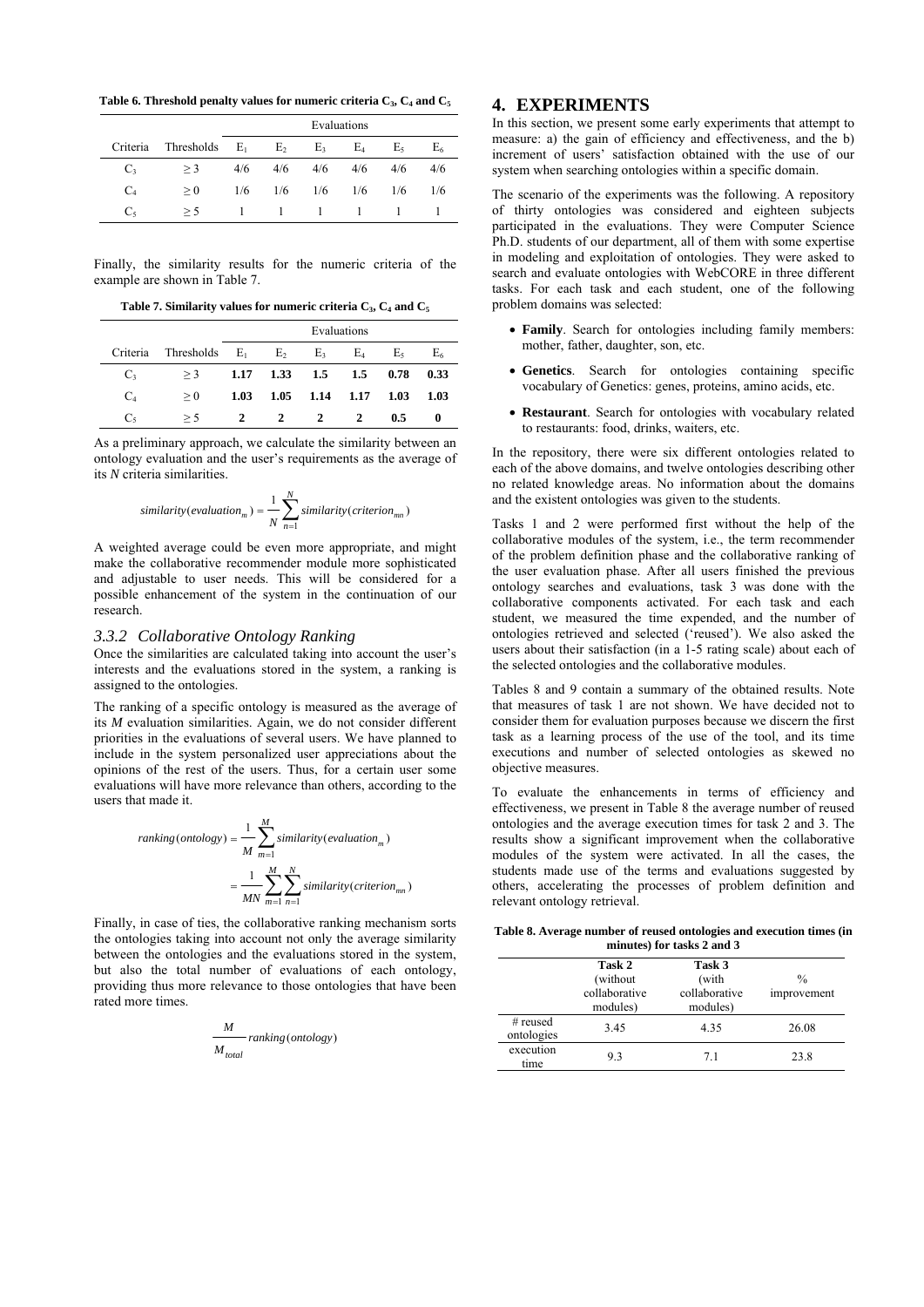**Table 6. Threshold penalty values for numeric criteria $C_3$, $C_4$ and $C_5$**

| | | Evaluations | | | | | |
|---|---|---|---|---|---|---|---|
| Criteria | Thresholds | $E_1$ | $E_2$ | $E_3$ | $E_4$ | $E_5$ | $E_6$ |
| $C_3$ | $\geq 3$ | 4/6 | 4/6 | 4/6 | 4/6 | 4/6 | 4/6 |
| $C_4$ | $\geq 0$ | 1/6 | 1/6 | 1/6 | 1/6 | 1/6 | 1/6 |
| $C_5$ | $\geq 5$ | 1 | 1 | 1 | 1 | 1 | 1 |

Finally, the similarity results for the numeric criteria of the example are shown in Table 7.

**Table 7. Similarity values for numeric criteria $C_3$, $C_4$ and $C_5$**

| | | Evaluations | | | | | |
|---|---|---|---|---|---|---|---|
| Criteria | Thresholds | $E_1$ | $E_2$ | $E_3$ | $E_4$ | $E_5$ | $E_6$ |
| $C_3$ | $\geq 3$ | **1.17** | **1.33** | **1.5** | **1.5** | **0.78** | **0.33** |
| $C_4$ | $\geq 0$ | **1.03** | **1.05** | **1.14** | **1.17** | **1.03** | **1.03** |
| $C_5$ | $\geq 5$ | **2** | **2** | **2** | **2** | **0.5** | **0** |

As a preliminary approach, we calculate the similarity between an ontology evaluation and the user's requirements as the average of its *N* criteria similarities.

$$similarity(evaluation_m) = \frac{1}{N}\sum_{n=1}^{N} similarity(criterion_{mn})$$

A weighted average could be even more appropriate, and might make the collaborative recommender module more sophisticated and adjustable to user needs. This will be considered for a possible enhancement of the system in the continuation of our research.

### *3.3.2 Collaborative Ontology Ranking*

Once the similarities are calculated taking into account the user's interests and the evaluations stored in the system, a ranking is assigned to the ontologies.

The ranking of a specific ontology is measured as the average of its *M* evaluation similarities. Again, we do not consider different priorities in the evaluations of several users. We have planned to include in the system personalized user appreciations about the opinions of the rest of the users. Thus, for a certain user some evaluations will have more relevance than others, according to the users that made it.

$$ranking(ontology) = \frac{1}{M}\sum_{m=1}^{M} similarity(evaluation_m) = \frac{1}{MN}\sum_{m=1}^{M}\sum_{n=1}^{N} similarity(criterion_{mn})$$

Finally, in case of ties, the collaborative ranking mechanism sorts the ontologies taking into account not only the average similarity between the ontologies and the evaluations stored in the system, but also the total number of evaluations of each ontology, providing thus more relevance to those ontologies that have been rated more times.

$$\frac{M}{M_{total}} ranking(ontology)$$

## 4. EXPERIMENTS

In this section, we present some early experiments that attempt to measure: a) the gain of efficiency and effectiveness, and the b) increment of users' satisfaction obtained with the use of our system when searching ontologies within a specific domain.

The scenario of the experiments was the following. A repository of thirty ontologies was considered and eighteen subjects participated in the evaluations. They were Computer Science Ph.D. students of our department, all of them with some expertise in modeling and exploitation of ontologies. They were asked to search and evaluate ontologies with WebCORE in three different tasks. For each task and each student, one of the following problem domains was selected:

- **Family**. Search for ontologies including family members: mother, father, daughter, son, etc.
- **Genetics**. Search for ontologies containing specific vocabulary of Genetics: genes, proteins, amino acids, etc.
- **Restaurant**. Search for ontologies with vocabulary related to restaurants: food, drinks, waiters, etc.

In the repository, there were six different ontologies related to each of the above domains, and twelve ontologies describing other no related knowledge areas. No information about the domains and the existent ontologies was given to the students.

Tasks 1 and 2 were performed first without the help of the collaborative modules of the system, i.e., the term recommender of the problem definition phase and the collaborative ranking of the user evaluation phase. After all users finished the previous ontology searches and evaluations, task 3 was done with the collaborative components activated. For each task and each student, we measured the time expended, and the number of ontologies retrieved and selected ('reused'). We also asked the users about their satisfaction (in a 1-5 rating scale) about each of the selected ontologies and the collaborative modules.

Tables 8 and 9 contain a summary of the obtained results. Note that measures of task 1 are not shown. We have decided not to consider them for evaluation purposes because we discern the first task as a learning process of the use of the tool, and its time executions and number of selected ontologies as skewed no objective measures.

To evaluate the enhancements in terms of efficiency and effectiveness, we present in Table 8 the average number of reused ontologies and the average execution times for task 2 and 3. The results show a significant improvement when the collaborative modules of the system were activated. In all the cases, the students made use of the terms and evaluations suggested by others, accelerating the processes of problem definition and relevant ontology retrieval.

**Table 8. Average number of reused ontologies and execution times (in minutes) for tasks 2 and 3**

| | **Task 2** (without collaborative modules) | **Task 3** (with collaborative modules) | % improvement |
|---|---|---|---|
| # reused ontologies | 3.45 | 4.35 | 26.08 |
| execution time | 9.3 | 7.1 | 23.8 |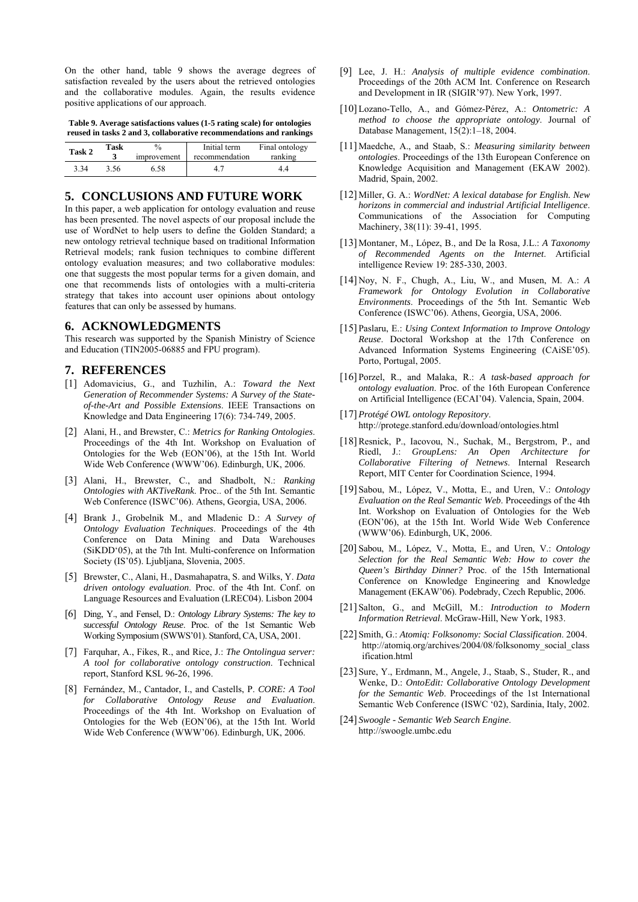On the other hand, table 9 shows the average degrees of satisfaction revealed by the users about the retrieved ontologies and the collaborative modules. Again, the results evidence positive applications of our approach.

**Table 9. Average satisfactions values (1-5 rating scale) for ontologies reused in tasks 2 and 3, collaborative recommendations and rankings**

| Task 2 | Task 3 | % improvement | Initial term recommendation | Final ontology ranking |
|---|---|---|---|---|
| 3.34 | 3.56 | 6.58 | 4.7 | 4.4 |

## 5. CONCLUSIONS AND FUTURE WORK

In this paper, a web application for ontology evaluation and reuse has been presented. The novel aspects of our proposal include the use of WordNet to help users to define the Golden Standard; a new ontology retrieval technique based on traditional Information Retrieval models; rank fusion techniques to combine different ontology evaluation measures; and two collaborative modules: one that suggests the most popular terms for a given domain, and one that recommends lists of ontologies with a multi-criteria strategy that takes into account user opinions about ontology features that can only be assessed by humans.

## 6. ACKNOWLEDGMENTS

This research was supported by the Spanish Ministry of Science and Education (TIN2005-06885 and FPU program).

## 7. REFERENCES

[1] Adomavicius, G., and Tuzhilin, A.: *Toward the Next Generation of Recommender Systems: A Survey of the State-of-the-Art and Possible Extensions*. IEEE Transactions on Knowledge and Data Engineering 17(6): 734-749, 2005.

[2] Alani, H., and Brewster, C.: *Metrics for Ranking Ontologies*. Proceedings of the 4th Int. Workshop on Evaluation of Ontologies for the Web (EON'06), at the 15th Int. World Wide Web Conference (WWW'06). Edinburgh, UK, 2006.

[3] Alani, H., Brewster, C., and Shadbolt, N.: *Ranking Ontologies with AKTiveRank*. Proc.. of the 5th Int. Semantic Web Conference (ISWC'06). Athens, Georgia, USA, 2006.

[4] Brank J., Grobelnik M., and Mladenic D.: *A Survey of Ontology Evaluation Techniques*. Proceedings of the 4th Conference on Data Mining and Data Warehouses (SiKDD'05), at the 7th Int. Multi-conference on Information Society (IS'05). Ljubljana, Slovenia, 2005.

[5] Brewster, C., Alani, H., Dasmahapatra, S. and Wilks, Y. *Data driven ontology evaluation*. Proc. of the 4th Int. Conf. on Language Resources and Evaluation (LREC04). Lisbon 2004

[6] Ding, Y., and Fensel, D.: *Ontology Library Systems: The key to successful Ontology Reuse*. Proc. of the 1st Semantic Web Working Symposium (SWWS'01). Stanford, CA, USA, 2001.

[7] Farquhar, A., Fikes, R., and Rice, J.: *The Ontolingua server: A tool for collaborative ontology construction*. Technical report, Stanford KSL 96-26, 1996.

[8] Fernández, M., Cantador, I., and Castells, P. *CORE: A Tool for Collaborative Ontology Reuse and Evaluation*. Proceedings of the 4th Int. Workshop on Evaluation of Ontologies for the Web (EON'06), at the 15th Int. World Wide Web Conference (WWW'06). Edinburgh, UK, 2006.

[9] Lee, J. H.: *Analysis of multiple evidence combination*. Proceedings of the 20th ACM Int. Conference on Research and Development in IR (SIGIR'97). New York, 1997.

[10] Lozano-Tello, A., and Gómez-Pérez, A.: *Ontometric: A method to choose the appropriate ontology*. Journal of Database Management, 15(2):1–18, 2004.

[11] Maedche, A., and Staab, S.: *Measuring similarity between ontologies*. Proceedings of the 13th European Conference on Knowledge Acquisition and Management (EKAW 2002). Madrid, Spain, 2002.

[12] Miller, G. A.: *WordNet: A lexical database for English. New horizons in commercial and industrial Artificial Intelligence*. Communications of the Association for Computing Machinery, 38(11): 39-41, 1995.

[13] Montaner, M., López, B., and De la Rosa, J.L.: *A Taxonomy of Recommended Agents on the Internet*. Artificial intelligence Review 19: 285-330, 2003.

[14] Noy, N. F., Chugh, A., Liu, W., and Musen, M. A.: *A Framework for Ontology Evolution in Collaborative Environments*. Proceedings of the 5th Int. Semantic Web Conference (ISWC'06). Athens, Georgia, USA, 2006.

[15] Paslaru, E.: *Using Context Information to Improve Ontology Reuse*. Doctoral Workshop at the 17th Conference on Advanced Information Systems Engineering (CAiSE'05). Porto, Portugal, 2005.

[16] Porzel, R., and Malaka, R.: *A task-based approach for ontology evaluation*. Proc. of the 16th European Conference on Artificial Intelligence (ECAI'04). Valencia, Spain, 2004.

[17] *Protégé OWL ontology Repository*. http://protege.stanford.edu/download/ontologies.html

[18] Resnick, P., Iacovou, N., Suchak, M., Bergstrom, P., and Riedl, J.: *GroupLens: An Open Architecture for Collaborative Filtering of Netnews*. Internal Research Report, MIT Center for Coordination Science, 1994.

[19] Sabou, M., López, V., Motta, E., and Uren, V.: *Ontology Evaluation on the Real Semantic Web*. Proceedings of the 4th Int. Workshop on Evaluation of Ontologies for the Web (EON'06), at the 15th Int. World Wide Web Conference (WWW'06). Edinburgh, UK, 2006.

[20] Sabou, M., López, V., Motta, E., and Uren, V.: *Ontology Selection for the Real Semantic Web: How to cover the Queen's Birthday Dinner?* Proc. of the 15th International Conference on Knowledge Engineering and Knowledge Management (EKAW'06). Podebrady, Czech Republic, 2006.

[21] Salton, G., and McGill, M.: *Introduction to Modern Information Retrieval*. McGraw-Hill, New York, 1983.

[22] Smith, G.: *Atomiq: Folksonomy: Social Classification*. 2004. http://atomiq.org/archives/2004/08/folksonomy_social_classification.html

[23] Sure, Y., Erdmann, M., Angele, J., Staab, S., Studer, R., and Wenke, D.: *OntoEdit: Collaborative Ontology Development for the Semantic Web*. Proceedings of the 1st International Semantic Web Conference (ISWC '02), Sardinia, Italy, 2002.

[24] *Swoogle - Semantic Web Search Engine*. http://swoogle.umbc.edu